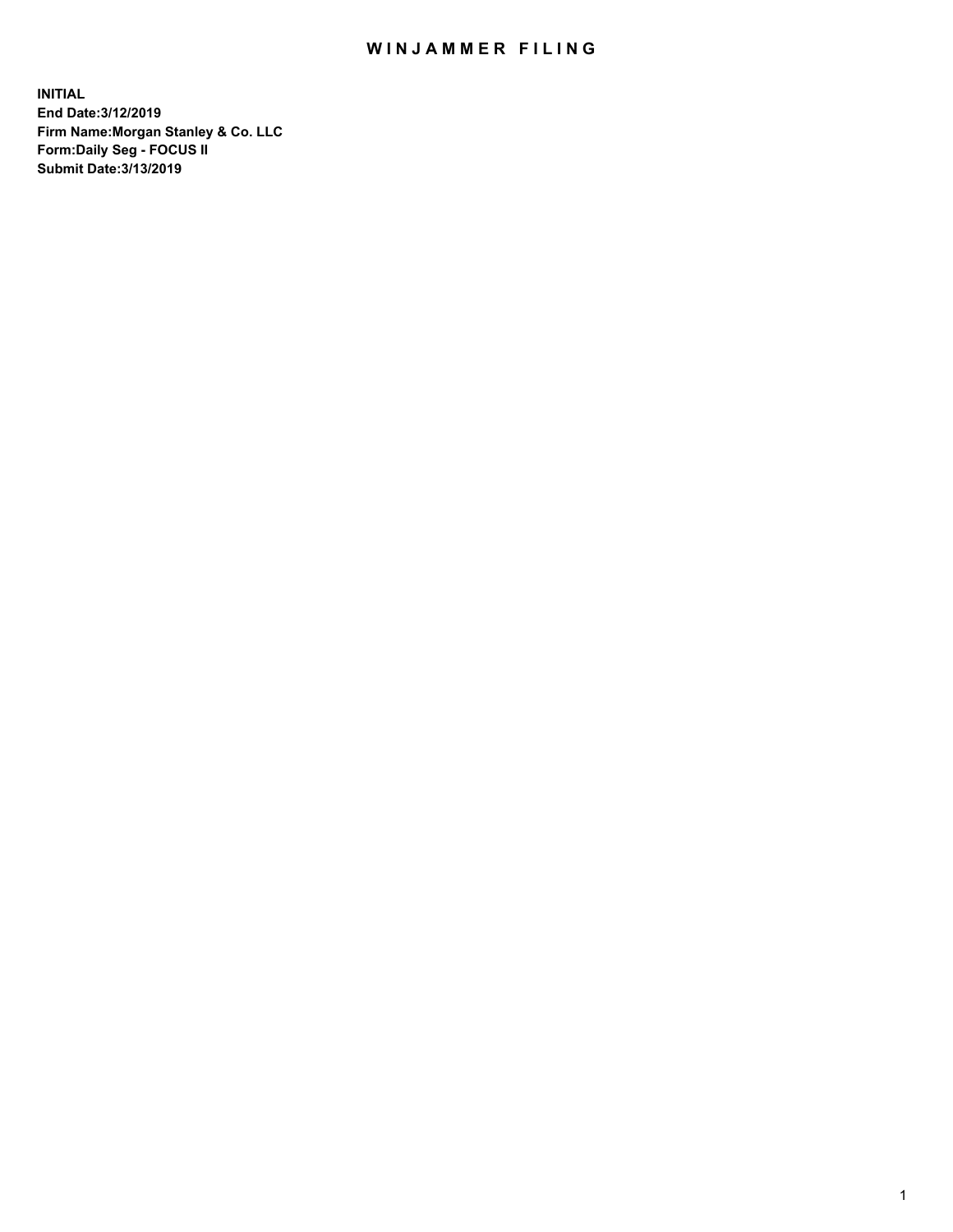# WINJAMMER FILING

**INITIAL**
**End Date:3/12/2019**
**Firm Name:Morgan Stanley & Co. LLC**
**Form:Daily Seg - FOCUS II**
**Submit Date:3/13/2019**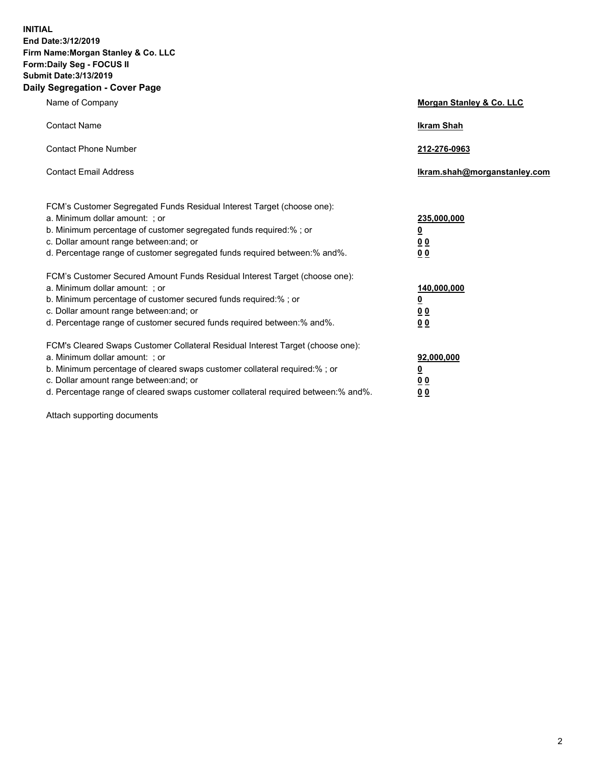**INITIAL**
**End Date:3/12/2019**
**Firm Name:Morgan Stanley & Co. LLC**
**Form:Daily Seg - FOCUS II**
**Submit Date:3/13/2019**
**Daily Segregation - Cover Page**

| | |
|---|---|
| Name of Company | **Morgan Stanley & Co. LLC** |
| Contact Name | **Ikram Shah** |
| Contact Phone Number | **212-276-0963** |
| Contact Email Address | **Ikram.shah@morganstanley.com** |

| | |
|---|---|
| FCM's Customer Segregated Funds Residual Interest Target (choose one): | |
| a. Minimum dollar amount: ; or | **235,000,000** |
| b. Minimum percentage of customer segregated funds required:% ; or | **0** |
| c. Dollar amount range between:and; or | **0 0** |
| d. Percentage range of customer segregated funds required between:% and%. | **0 0** |
| FCM's Customer Secured Amount Funds Residual Interest Target (choose one): | |
| a. Minimum dollar amount: ; or | **140,000,000** |
| b. Minimum percentage of customer secured funds required:% ; or | **0** |
| c. Dollar amount range between:and; or | **0 0** |
| d. Percentage range of customer secured funds required between:% and%. | **0 0** |
| FCM's Cleared Swaps Customer Collateral Residual Interest Target (choose one): | |
| a. Minimum dollar amount: ; or | **92,000,000** |
| b. Minimum percentage of cleared swaps customer collateral required:% ; or | **0** |
| c. Dollar amount range between:and; or | **0 0** |
| d. Percentage range of cleared swaps customer collateral required between:% and%. | **0 0** |

Attach supporting documents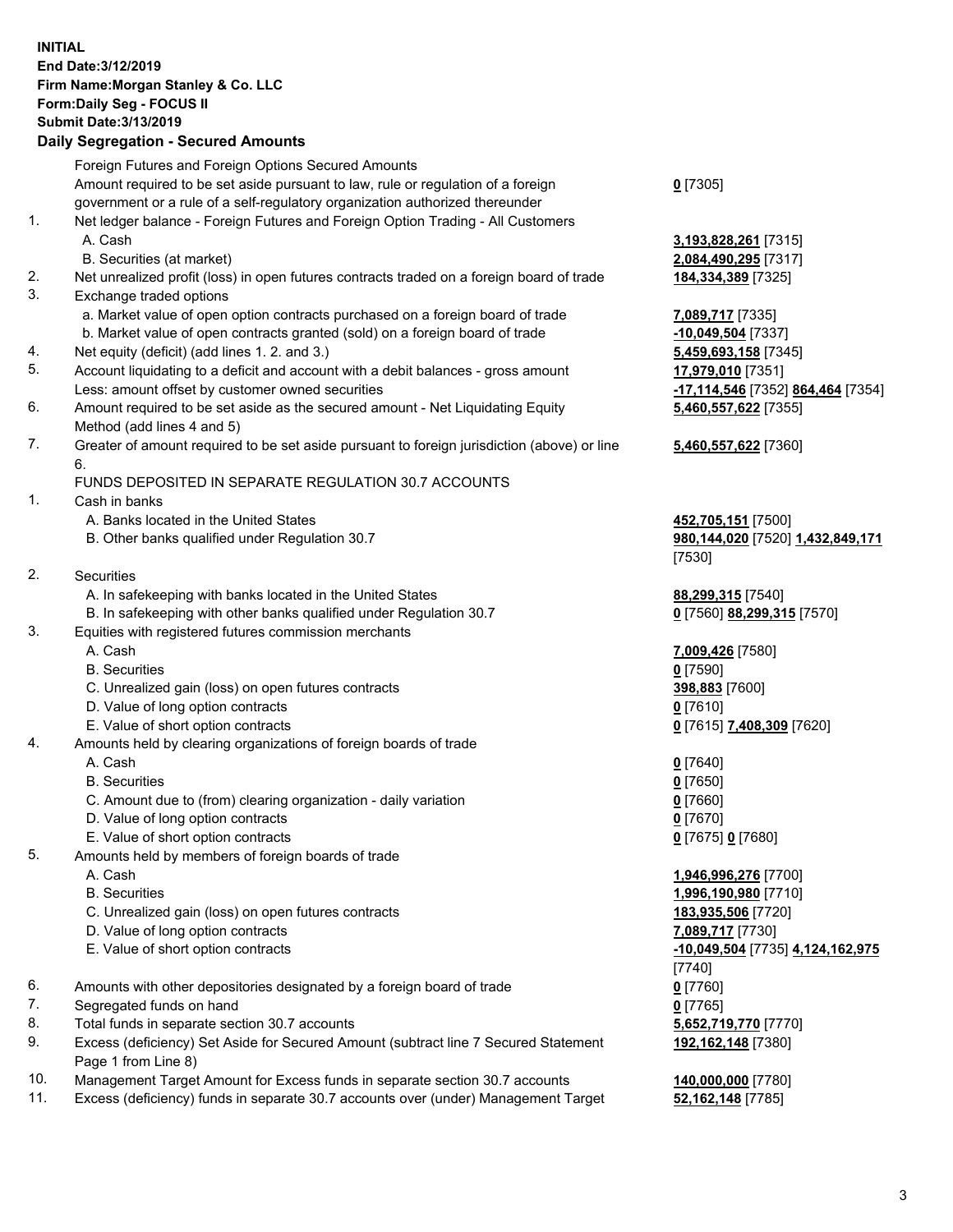**INITIAL**
**End Date:3/12/2019**
**Firm Name:Morgan Stanley & Co. LLC**
**Form:Daily Seg - FOCUS II**
**Submit Date:3/13/2019**

**Daily Segregation - Secured Amounts**

| | | |
|---|---|---|
| | Foreign Futures and Foreign Options Secured Amounts | |
| | Amount required to be set aside pursuant to law, rule or regulation of a foreign government or a rule of a self-regulatory organization authorized thereunder | **0** [7305] |
| 1. | Net ledger balance - Foreign Futures and Foreign Option Trading - All Customers | |
| | A. Cash | **3,193,828,261** [7315] |
| | B. Securities (at market) | **2,084,490,295** [7317] |
| 2. | Net unrealized profit (loss) in open futures contracts traded on a foreign board of trade | **184,334,389** [7325] |
| 3. | Exchange traded options | |
| | a. Market value of open option contracts purchased on a foreign board of trade | **7,089,717** [7335] |
| | b. Market value of open contracts granted (sold) on a foreign board of trade | **-10,049,504** [7337] |
| 4. | Net equity (deficit) (add lines 1. 2. and 3.) | **5,459,693,158** [7345] |
| 5. | Account liquidating to a deficit and account with a debit balances - gross amount | **17,979,010** [7351] |
| | Less: amount offset by customer owned securities | **-17,114,546** [7352] **864,464** [7354] |
| 6. | Amount required to be set aside as the secured amount - Net Liquidating Equity Method (add lines 4 and 5) | **5,460,557,622** [7355] |
| 7. | Greater of amount required to be set aside pursuant to foreign jurisdiction (above) or line 6. | **5,460,557,622** [7360] |
| | FUNDS DEPOSITED IN SEPARATE REGULATION 30.7 ACCOUNTS | |
| 1. | Cash in banks | |
| | A. Banks located in the United States | **452,705,151** [7500] |
| | B. Other banks qualified under Regulation 30.7 | **980,144,020** [7520] **1,432,849,171** [7530] |
| 2. | Securities | |
| | A. In safekeeping with banks located in the United States | **88,299,315** [7540] |
| | B. In safekeeping with other banks qualified under Regulation 30.7 | **0** [7560] **88,299,315** [7570] |
| 3. | Equities with registered futures commission merchants | |
| | A. Cash | **7,009,426** [7580] |
| | B. Securities | **0** [7590] |
| | C. Unrealized gain (loss) on open futures contracts | **398,883** [7600] |
| | D. Value of long option contracts | **0** [7610] |
| | E. Value of short option contracts | **0** [7615] **7,408,309** [7620] |
| 4. | Amounts held by clearing organizations of foreign boards of trade | |
| | A. Cash | **0** [7640] |
| | B. Securities | **0** [7650] |
| | C. Amount due to (from) clearing organization - daily variation | **0** [7660] |
| | D. Value of long option contracts | **0** [7670] |
| | E. Value of short option contracts | **0** [7675] **0** [7680] |
| 5. | Amounts held by members of foreign boards of trade | |
| | A. Cash | **1,946,996,276** [7700] |
| | B. Securities | **1,996,190,980** [7710] |
| | C. Unrealized gain (loss) on open futures contracts | **183,935,506** [7720] |
| | D. Value of long option contracts | **7,089,717** [7730] |
| | E. Value of short option contracts | **-10,049,504** [7735] **4,124,162,975** [7740] |
| 6. | Amounts with other depositories designated by a foreign board of trade | **0** [7760] |
| 7. | Segregated funds on hand | **0** [7765] |
| 8. | Total funds in separate section 30.7 accounts | **5,652,719,770** [7770] |
| 9. | Excess (deficiency) Set Aside for Secured Amount (subtract line 7 Secured Statement Page 1 from Line 8) | **192,162,148** [7380] |
| 10. | Management Target Amount for Excess funds in separate section 30.7 accounts | **140,000,000** [7780] |
| 11. | Excess (deficiency) funds in separate 30.7 accounts over (under) Management Target | **52,162,148** [7785] |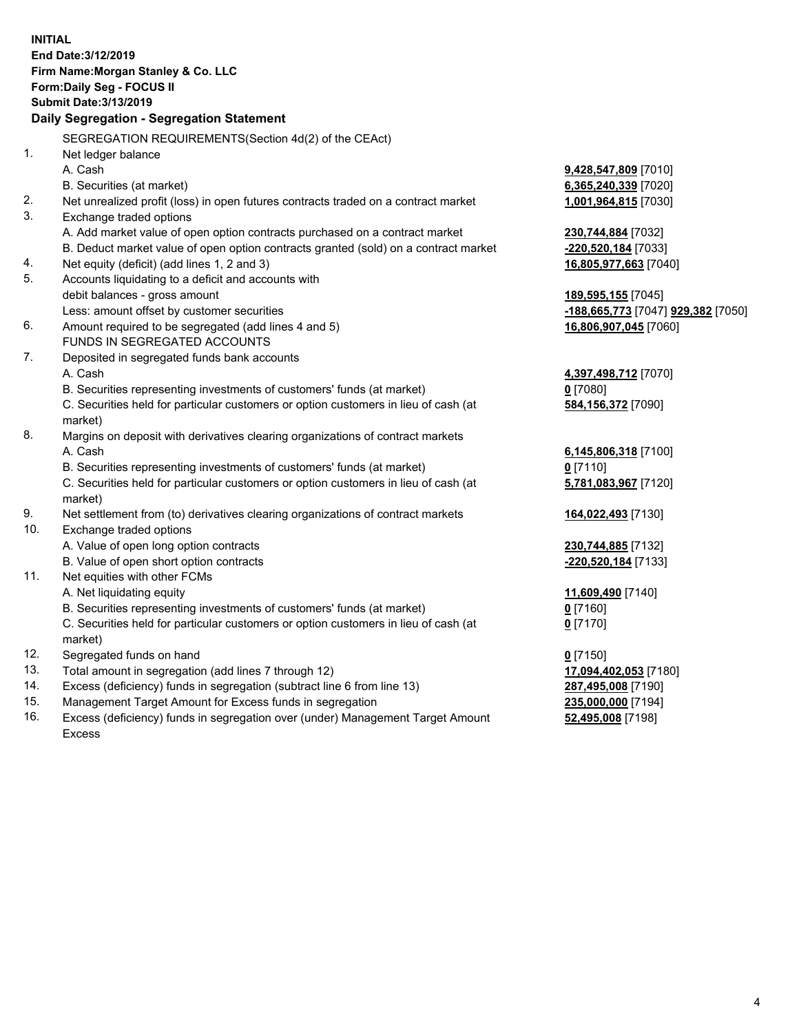**INITIAL**
**End Date:3/12/2019**
**Firm Name:Morgan Stanley & Co. LLC**
**Form:Daily Seg - FOCUS II**
**Submit Date:3/13/2019**

**Daily Segregation - Segregation Statement**

SEGREGATION REQUIREMENTS(Section 4d(2) of the CEAct)

| | | |
|---|---|---|
| 1. | Net ledger balance | |
| | A. Cash | **9,428,547,809** [7010] |
| | B. Securities (at market) | **6,365,240,339** [7020] |
| 2. | Net unrealized profit (loss) in open futures contracts traded on a contract market | **1,001,964,815** [7030] |
| 3. | Exchange traded options | |
| | A. Add market value of open option contracts purchased on a contract market | **230,744,884** [7032] |
| | B. Deduct market value of open option contracts granted (sold) on a contract market | **-220,520,184** [7033] |
| 4. | Net equity (deficit) (add lines 1, 2 and 3) | **16,805,977,663** [7040] |
| 5. | Accounts liquidating to a deficit and accounts with | |
| | debit balances - gross amount | **189,595,155** [7045] |
| | Less: amount offset by customer securities | **-188,665,773** [7047] **929,382** [7050] |
| 6. | Amount required to be segregated (add lines 4 and 5) | **16,806,907,045** [7060] |
| | FUNDS IN SEGREGATED ACCOUNTS | |
| 7. | Deposited in segregated funds bank accounts | |
| | A. Cash | **4,397,498,712** [7070] |
| | B. Securities representing investments of customers' funds (at market) | **0** [7080] |
| | C. Securities held for particular customers or option customers in lieu of cash (at market) | **584,156,372** [7090] |
| 8. | Margins on deposit with derivatives clearing organizations of contract markets | |
| | A. Cash | **6,145,806,318** [7100] |
| | B. Securities representing investments of customers' funds (at market) | **0** [7110] |
| | C. Securities held for particular customers or option customers in lieu of cash (at market) | **5,781,083,967** [7120] |
| 9. | Net settlement from (to) derivatives clearing organizations of contract markets | **164,022,493** [7130] |
| 10. | Exchange traded options | |
| | A. Value of open long option contracts | **230,744,885** [7132] |
| | B. Value of open short option contracts | **-220,520,184** [7133] |
| 11. | Net equities with other FCMs | |
| | A. Net liquidating equity | **11,609,490** [7140] |
| | B. Securities representing investments of customers' funds (at market) | **0** [7160] |
| | C. Securities held for particular customers or option customers in lieu of cash (at market) | **0** [7170] |
| 12. | Segregated funds on hand | **0** [7150] |
| 13. | Total amount in segregation (add lines 7 through 12) | **17,094,402,053** [7180] |
| 14. | Excess (deficiency) funds in segregation (subtract line 6 from line 13) | **287,495,008** [7190] |
| 15. | Management Target Amount for Excess funds in segregation | **235,000,000** [7194] |
| 16. | Excess (deficiency) funds in segregation over (under) Management Target Amount Excess | **52,495,008** [7198] |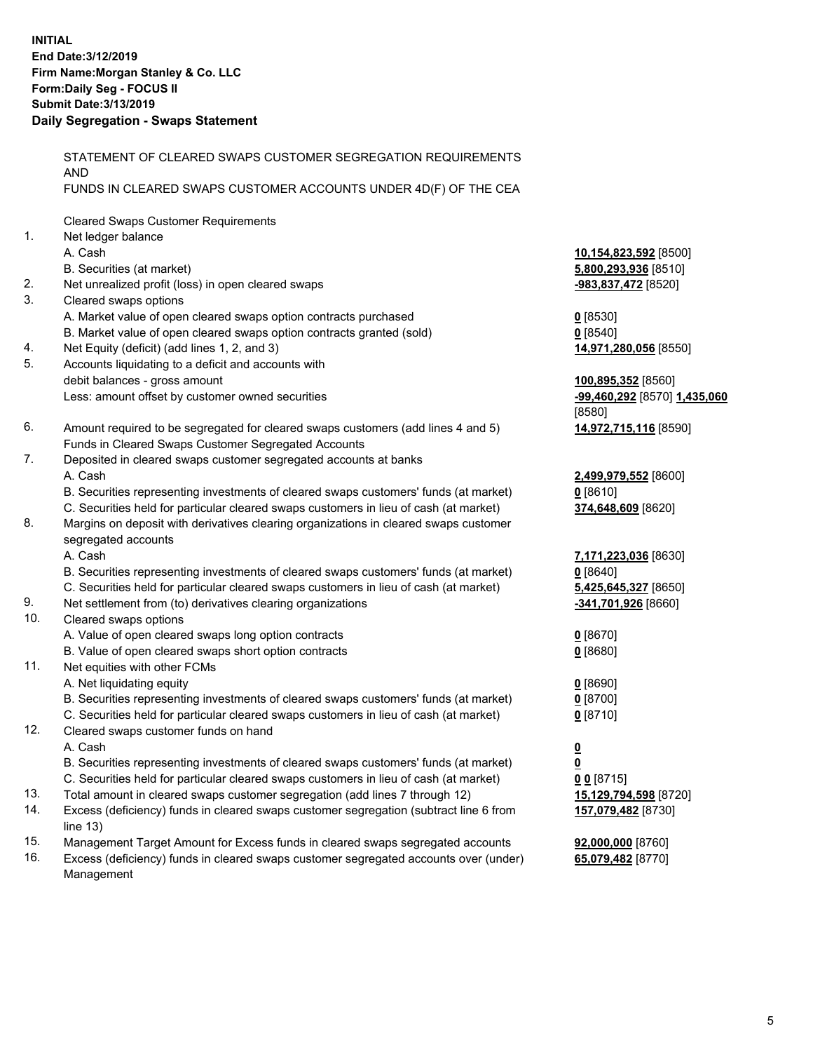**INITIAL**
**End Date:3/12/2019**
**Firm Name:Morgan Stanley & Co. LLC**
**Form:Daily Seg - FOCUS II**
**Submit Date:3/13/2019**
**Daily Segregation - Swaps Statement**

STATEMENT OF CLEARED SWAPS CUSTOMER SEGREGATION REQUIREMENTS AND FUNDS IN CLEARED SWAPS CUSTOMER ACCOUNTS UNDER 4D(F) OF THE CEA

| | | |
|---|---|---|
| | Cleared Swaps Customer Requirements | |
| 1. | Net ledger balance | |
| | A. Cash | **10,154,823,592** [8500] |
| | B. Securities (at market) | **5,800,293,936** [8510] |
| 2. | Net unrealized profit (loss) in open cleared swaps | **-983,837,472** [8520] |
| 3. | Cleared swaps options | |
| | A. Market value of open cleared swaps option contracts purchased | **0** [8530] |
| | B. Market value of open cleared swaps option contracts granted (sold) | **0** [8540] |
| 4. | Net Equity (deficit) (add lines 1, 2, and 3) | **14,971,280,056** [8550] |
| 5. | Accounts liquidating to a deficit and accounts with debit balances - gross amount | **100,895,352** [8560] |
| | Less: amount offset by customer owned securities | **-99,460,292** [8570] **1,435,060** [8580] |
| 6. | Amount required to be segregated for cleared swaps customers (add lines 4 and 5) | **14,972,715,116** [8590] |
| | Funds in Cleared Swaps Customer Segregated Accounts | |
| 7. | Deposited in cleared swaps customer segregated accounts at banks | |
| | A. Cash | **2,499,979,552** [8600] |
| | B. Securities representing investments of cleared swaps customers' funds (at market) | **0** [8610] |
| | C. Securities held for particular cleared swaps customers in lieu of cash (at market) | **374,648,609** [8620] |
| 8. | Margins on deposit with derivatives clearing organizations in cleared swaps customer segregated accounts | |
| | A. Cash | **7,171,223,036** [8630] |
| | B. Securities representing investments of cleared swaps customers' funds (at market) | **0** [8640] |
| | C. Securities held for particular cleared swaps customers in lieu of cash (at market) | **5,425,645,327** [8650] |
| 9. | Net settlement from (to) derivatives clearing organizations | **-341,701,926** [8660] |
| 10. | Cleared swaps options | |
| | A. Value of open cleared swaps long option contracts | **0** [8670] |
| | B. Value of open cleared swaps short option contracts | **0** [8680] |
| 11. | Net equities with other FCMs | |
| | A. Net liquidating equity | **0** [8690] |
| | B. Securities representing investments of cleared swaps customers' funds (at market) | **0** [8700] |
| | C. Securities held for particular cleared swaps customers in lieu of cash (at market) | **0** [8710] |
| 12. | Cleared swaps customer funds on hand | |
| | A. Cash | **0** |
| | B. Securities representing investments of cleared swaps customers' funds (at market) | **0** |
| | C. Securities held for particular cleared swaps customers in lieu of cash (at market) | **0** **0** [8715] |
| 13. | Total amount in cleared swaps customer segregation (add lines 7 through 12) | **15,129,794,598** [8720] |
| 14. | Excess (deficiency) funds in cleared swaps customer segregation (subtract line 6 from line 13) | **157,079,482** [8730] |
| 15. | Management Target Amount for Excess funds in cleared swaps segregated accounts | **92,000,000** [8760] |
| 16. | Excess (deficiency) funds in cleared swaps customer segregated accounts over (under) Management | **65,079,482** [8770] |